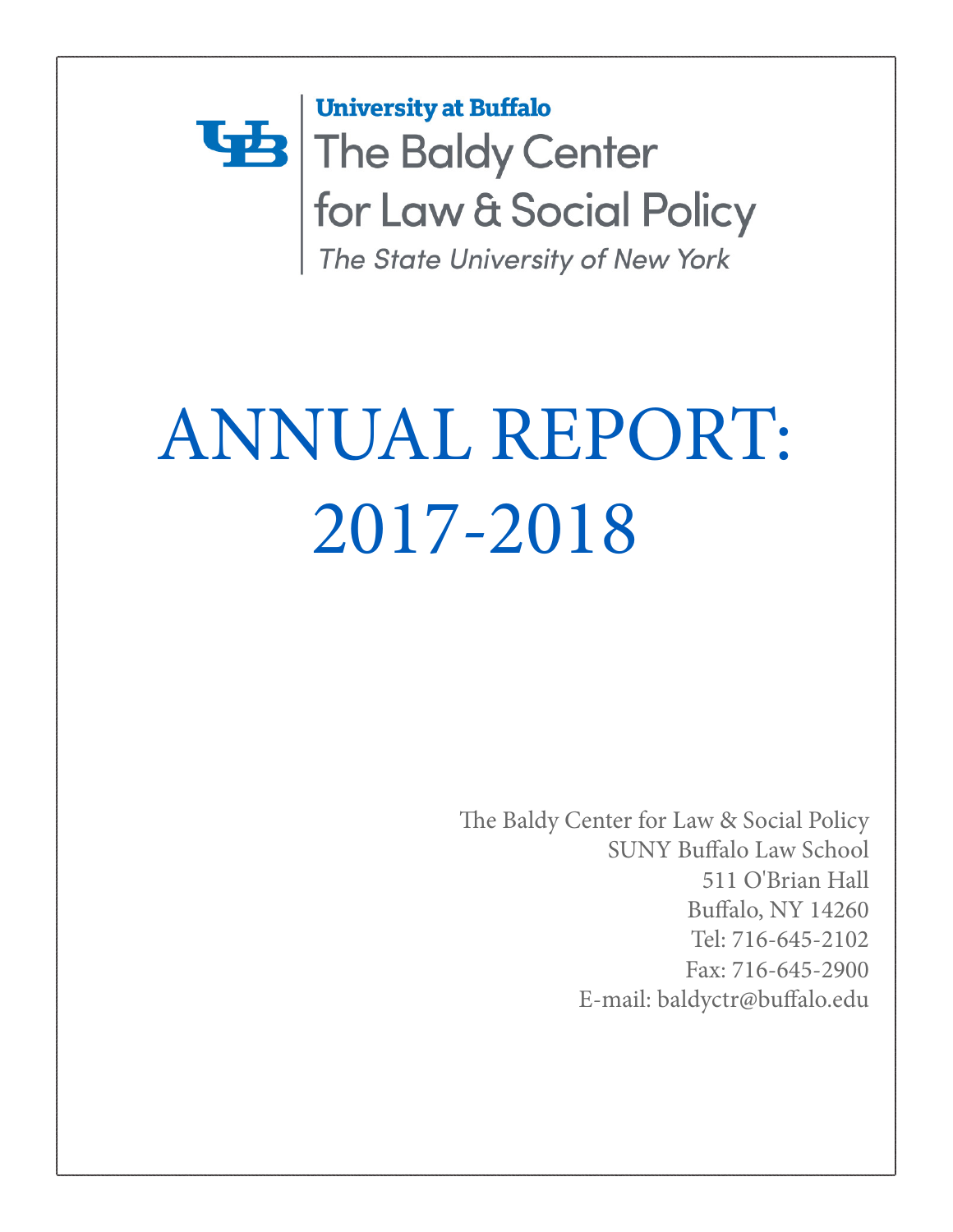University at Buffalo

The Baldy Center for Law & Social Policy

*The State University of New York*

# ANNUAL REPORT: 2017-2018

The Baldy Center for Law & Social Policy
SUNY Buffalo Law School
511 O'Brian Hall
Buffalo, NY 14260
Tel: 716-645-2102
Fax: 716-645-2900
E-mail: baldyctr@buffalo.edu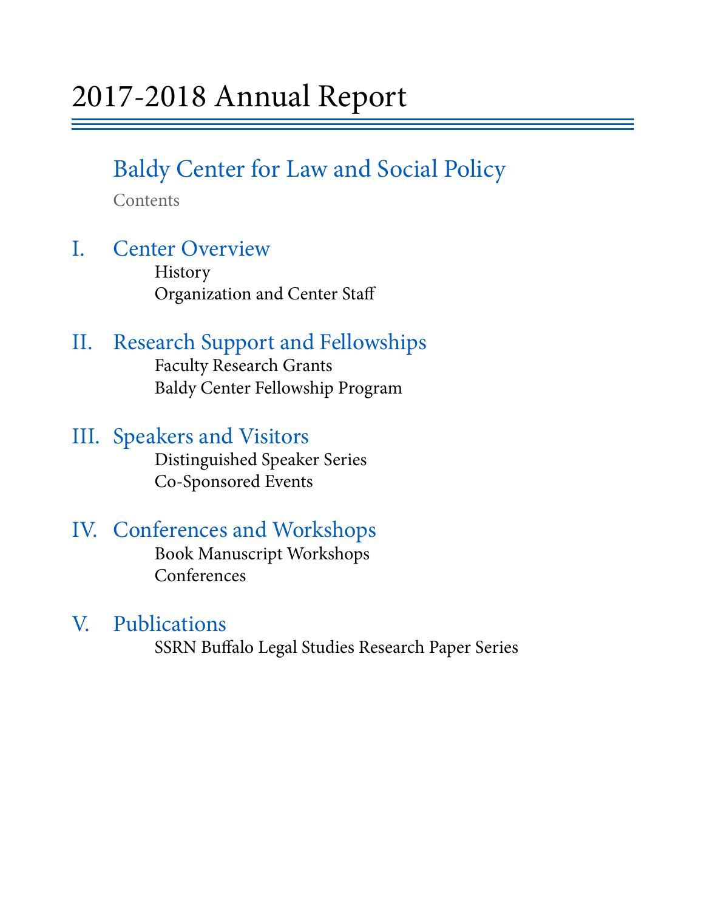# 2017-2018 Annual Report

## Baldy Center for Law and Social Policy

Contents

### I. Center Overview

- History
- Organization and Center Staff

### II. Research Support and Fellowships

- Faculty Research Grants
- Baldy Center Fellowship Program

### III. Speakers and Visitors

- Distinguished Speaker Series
- Co-Sponsored Events

### IV. Conferences and Workshops

- Book Manuscript Workshops
- Conferences

### V. Publications

- SSRN Buffalo Legal Studies Research Paper Series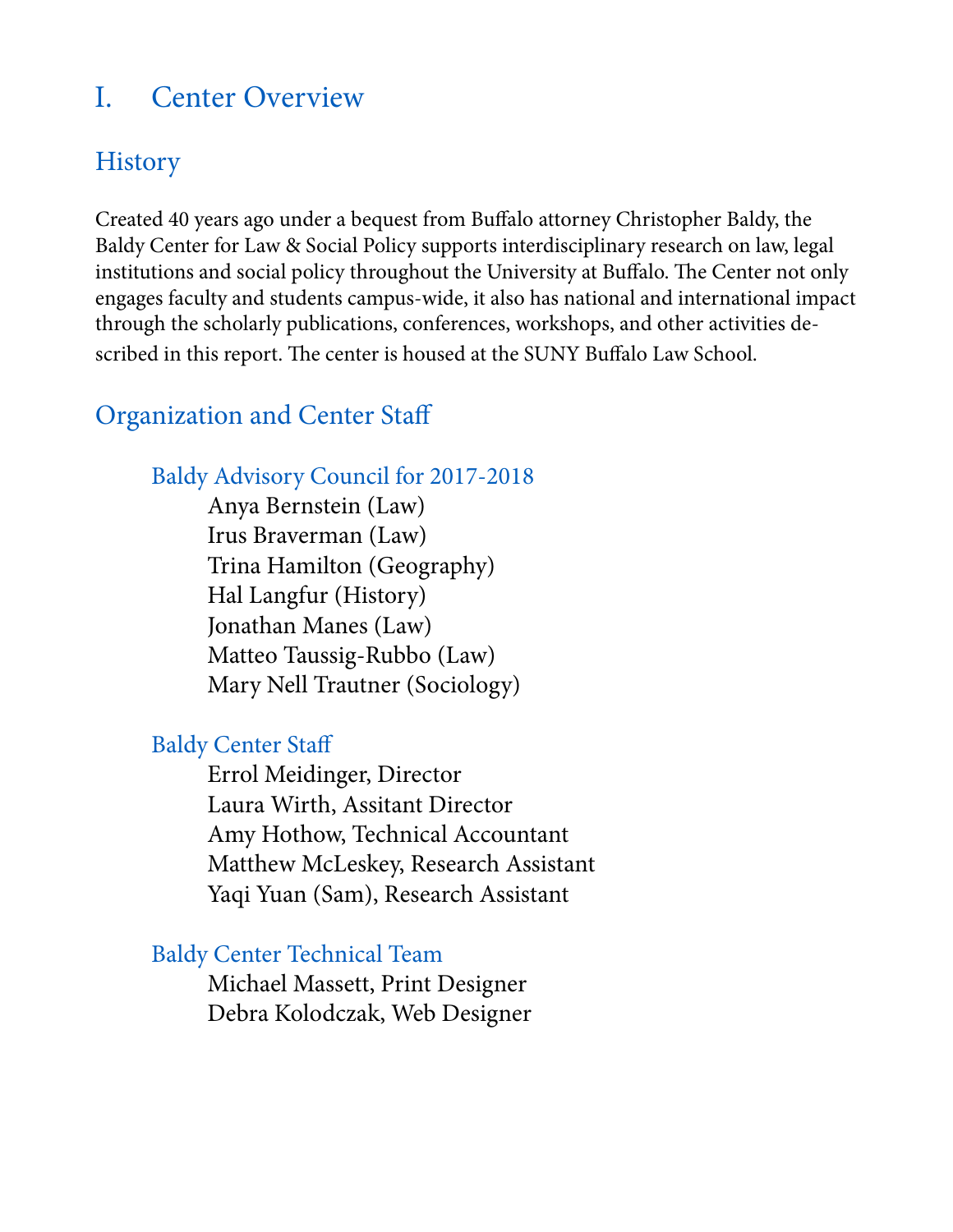# I. Center Overview

## History

Created 40 years ago under a bequest from Buffalo attorney Christopher Baldy, the Baldy Center for Law & Social Policy supports interdisciplinary research on law, legal institutions and social policy throughout the University at Buffalo. The Center not only engages faculty and students campus-wide, it also has national and international impact through the scholarly publications, conferences, workshops, and other activities described in this report. The center is housed at the SUNY Buffalo Law School.

## Organization and Center Staff

### Baldy Advisory Council for 2017-2018

Anya Bernstein (Law)
Irus Braverman (Law)
Trina Hamilton (Geography)
Hal Langfur (History)
Jonathan Manes (Law)
Matteo Taussig-Rubbo (Law)
Mary Nell Trautner (Sociology)

### Baldy Center Staff

Errol Meidinger, Director
Laura Wirth, Assitant Director
Amy Hothow, Technical Accountant
Matthew McLeskey, Research Assistant
Yaqi Yuan (Sam), Research Assistant

### Baldy Center Technical Team

Michael Massett, Print Designer
Debra Kolodczak, Web Designer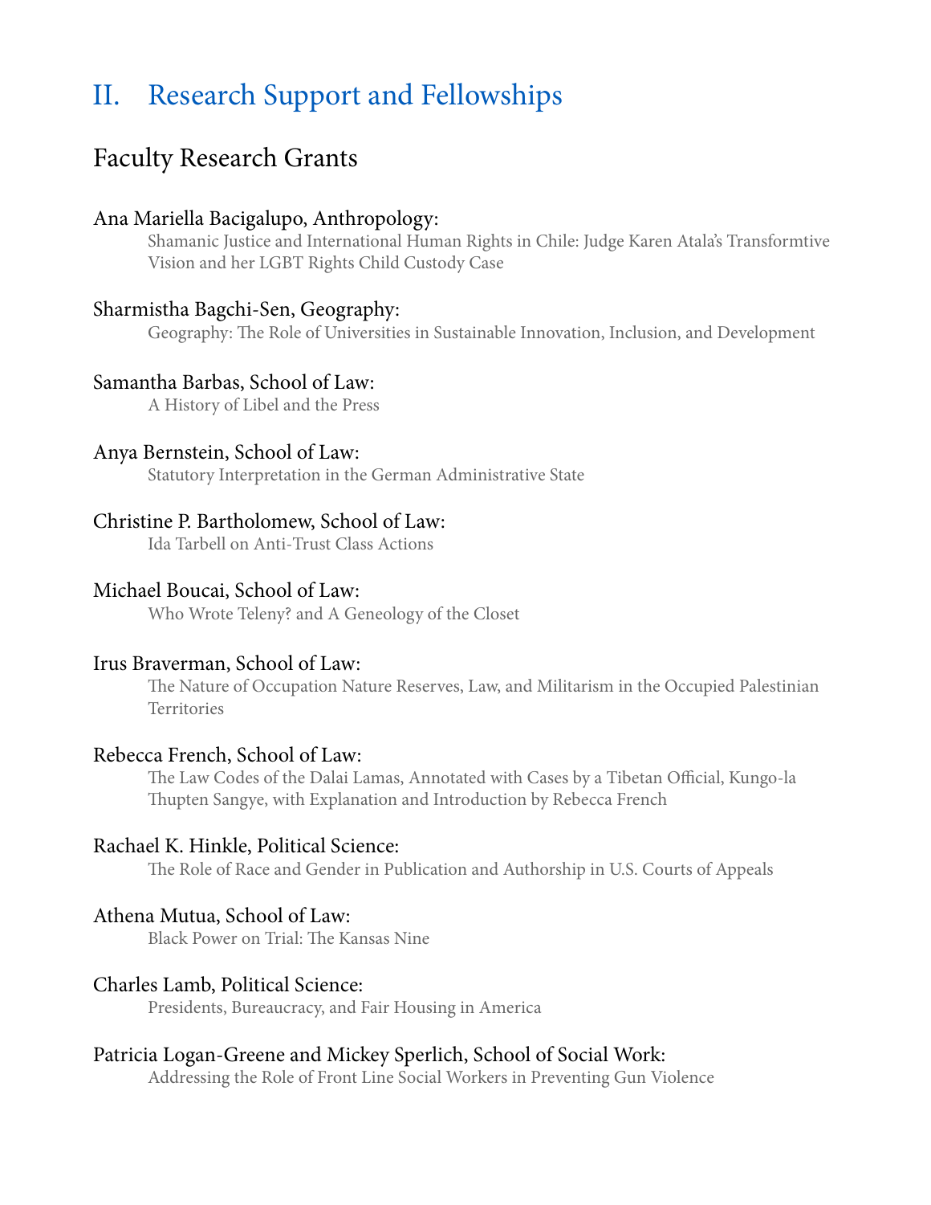# II. Research Support and Fellowships

## Faculty Research Grants

**Ana Mariella Bacigalupo, Anthropology:**
Shamanic Justice and International Human Rights in Chile: Judge Karen Atala's Transformtive Vision and her LGBT Rights Child Custody Case

**Sharmistha Bagchi-Sen, Geography:**
Geography: The Role of Universities in Sustainable Innovation, Inclusion, and Development

**Samantha Barbas, School of Law:**
A History of Libel and the Press

**Anya Bernstein, School of Law:**
Statutory Interpretation in the German Administrative State

**Christine P. Bartholomew, School of Law:**
Ida Tarbell on Anti-Trust Class Actions

**Michael Boucai, School of Law:**
Who Wrote Teleny? and A Geneology of the Closet

**Irus Braverman, School of Law:**
The Nature of Occupation Nature Reserves, Law, and Militarism in the Occupied Palestinian Territories

**Rebecca French, School of Law:**
The Law Codes of the Dalai Lamas, Annotated with Cases by a Tibetan Official, Kungo-la Thupten Sangye, with Explanation and Introduction by Rebecca French

**Rachael K. Hinkle, Political Science:**
The Role of Race and Gender in Publication and Authorship in U.S. Courts of Appeals

**Athena Mutua, School of Law:**
Black Power on Trial: The Kansas Nine

**Charles Lamb, Political Science:**
Presidents, Bureaucracy, and Fair Housing in America

**Patricia Logan-Greene and Mickey Sperlich, School of Social Work:**
Addressing the Role of Front Line Social Workers in Preventing Gun Violence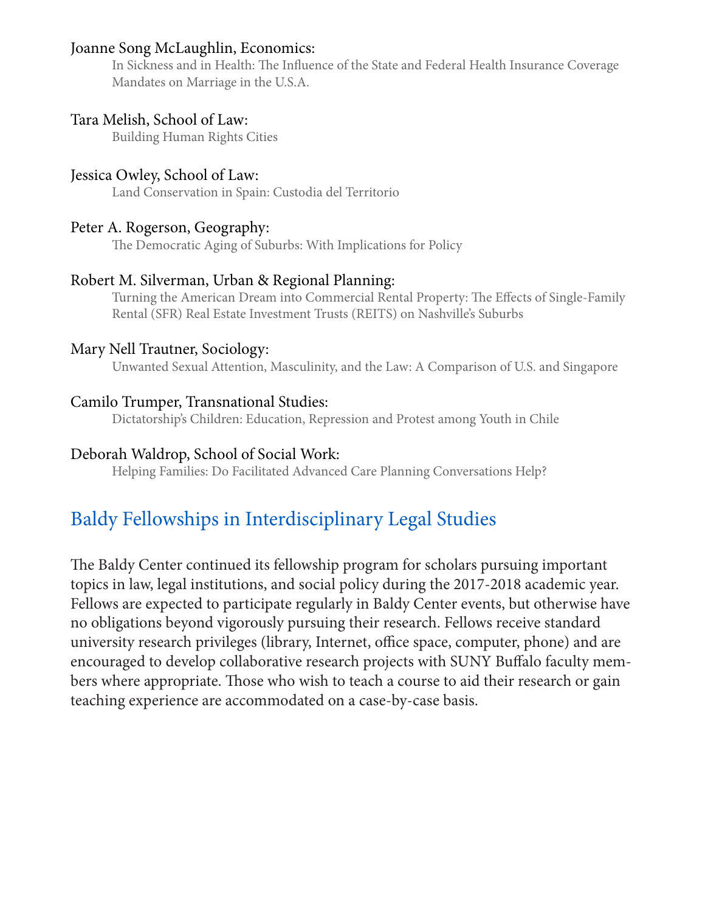Joanne Song McLaughlin, Economics:
: In Sickness and in Health: The Influence of the State and Federal Health Insurance Coverage Mandates on Marriage in the U.S.A.

Tara Melish, School of Law:
: Building Human Rights Cities

Jessica Owley, School of Law:
: Land Conservation in Spain: Custodia del Territorio

Peter A. Rogerson, Geography:
: The Democratic Aging of Suburbs: With Implications for Policy

Robert M. Silverman, Urban & Regional Planning:
: Turning the American Dream into Commercial Rental Property: The Effects of Single-Family Rental (SFR) Real Estate Investment Trusts (REITS) on Nashville's Suburbs

Mary Nell Trautner, Sociology:
: Unwanted Sexual Attention, Masculinity, and the Law: A Comparison of U.S. and Singapore

Camilo Trumper, Transnational Studies:
: Dictatorship's Children: Education, Repression and Protest among Youth in Chile

Deborah Waldrop, School of Social Work:
: Helping Families: Do Facilitated Advanced Care Planning Conversations Help?

## Baldy Fellowships in Interdisciplinary Legal Studies

The Baldy Center continued its fellowship program for scholars pursuing important topics in law, legal institutions, and social policy during the 2017-2018 academic year. Fellows are expected to participate regularly in Baldy Center events, but otherwise have no obligations beyond vigorously pursuing their research. Fellows receive standard university research privileges (library, Internet, office space, computer, phone) and are encouraged to develop collaborative research projects with SUNY Buffalo faculty members where appropriate. Those who wish to teach a course to aid their research or gain teaching experience are accommodated on a case-by-case basis.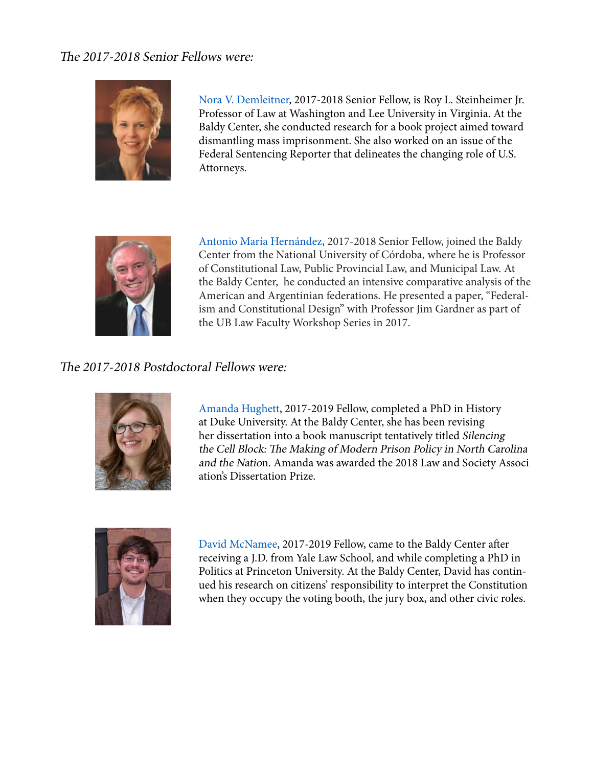*The 2017-2018 Senior Fellows were:*

Nora V. Demleitner, 2017-2018 Senior Fellow, is Roy L. Steinheimer Jr. Professor of Law at Washington and Lee University in Virginia. At the Baldy Center, she conducted research for a book project aimed toward dismantling mass imprisonment. She also worked on an issue of the Federal Sentencing Reporter that delineates the changing role of U.S. Attorneys.

Antonio María Hernández, 2017-2018 Senior Fellow, joined the Baldy Center from the National University of Córdoba, where he is Professor of Constitutional Law, Public Provincial Law, and Municipal Law. At the Baldy Center, he conducted an intensive comparative analysis of the American and Argentinian federations. He presented a paper, "Federalism and Constitutional Design" with Professor Jim Gardner as part of the UB Law Faculty Workshop Series in 2017.

*The 2017-2018 Postdoctoral Fellows were:*

Amanda Hughett, 2017-2019 Fellow, completed a PhD in History at Duke University. At the Baldy Center, she has been revising her dissertation into a book manuscript tentatively titled *Silencing the Cell Block: The Making of Modern Prison Policy in North Carolina and the Nation*. Amanda was awarded the 2018 Law and Society Association's Dissertation Prize.

David McNamee, 2017-2019 Fellow, came to the Baldy Center after receiving a J.D. from Yale Law School, and while completing a PhD in Politics at Princeton University. At the Baldy Center, David has continued his research on citizens' responsibility to interpret the Constitution when they occupy the voting booth, the jury box, and other civic roles.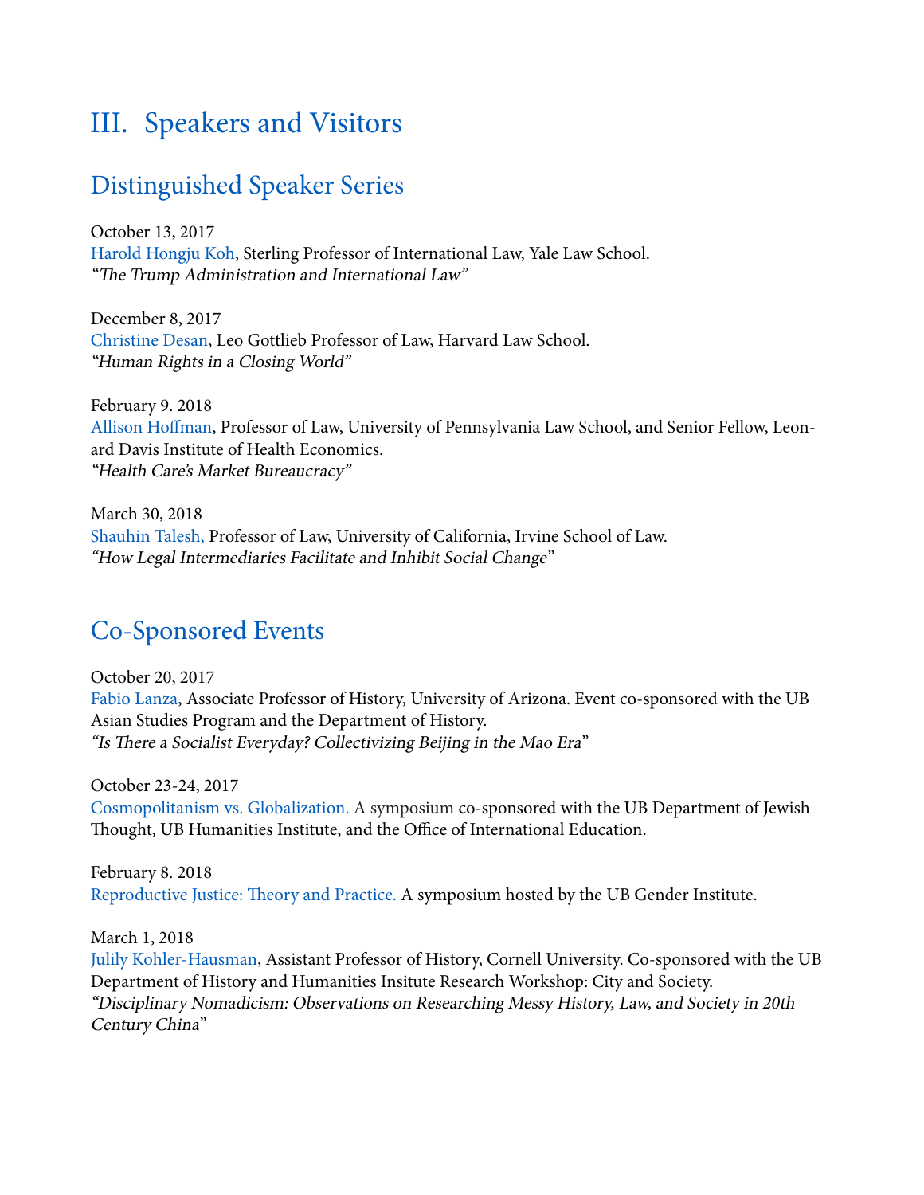# III. Speakers and Visitors

## Distinguished Speaker Series

October 13, 2017
Harold Hongju Koh, Sterling Professor of International Law, Yale Law School.
*"The Trump Administration and International Law"*

December 8, 2017
Christine Desan, Leo Gottlieb Professor of Law, Harvard Law School.
*"Human Rights in a Closing World"*

February 9. 2018
Allison Hoffman, Professor of Law, University of Pennsylvania Law School, and Senior Fellow, Leonard Davis Institute of Health Economics.
*"Health Care's Market Bureaucracy"*

March 30, 2018
Shauhin Talesh, Professor of Law, University of California, Irvine School of Law.
*"How Legal Intermediaries Facilitate and Inhibit Social Change"*

## Co-Sponsored Events

October 20, 2017
Fabio Lanza, Associate Professor of History, University of Arizona. Event co-sponsored with the UB Asian Studies Program and the Department of History.
*"Is There a Socialist Everyday? Collectivizing Beijing in the Mao Era"*

October 23-24, 2017
Cosmopolitanism vs. Globalization. A symposium co-sponsored with the UB Department of Jewish Thought, UB Humanities Institute, and the Office of International Education.

February 8. 2018
Reproductive Justice: Theory and Practice. A symposium hosted by the UB Gender Institute.

March 1, 2018
Julily Kohler-Hausman, Assistant Professor of History, Cornell University. Co-sponsored with the UB Department of History and Humanities Insitute Research Workshop: City and Society.
*"Disciplinary Nomadicism: Observations on Researching Messy History, Law, and Society in 20th Century China"*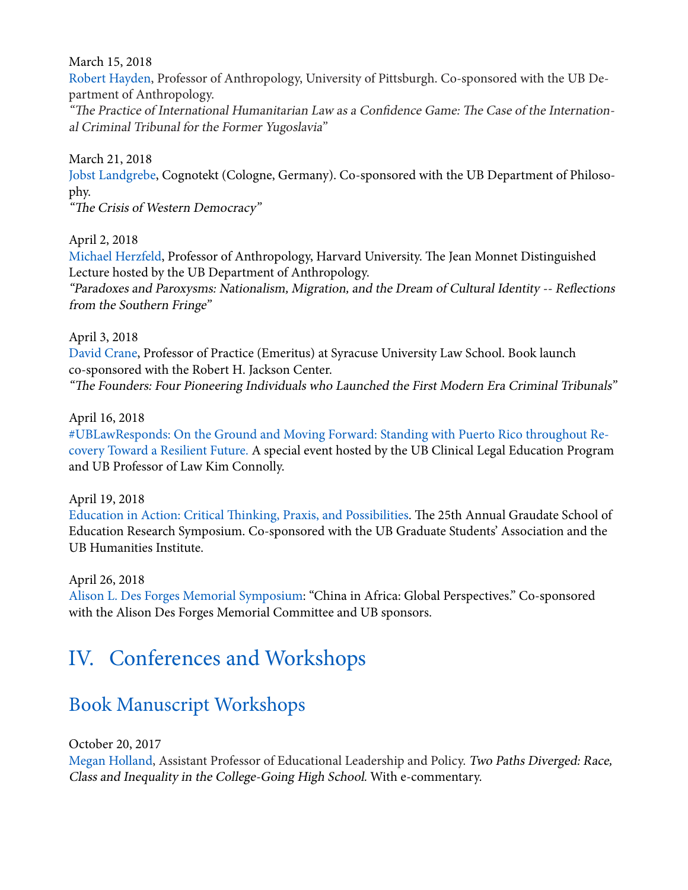March 15, 2018
Robert Hayden, Professor of Anthropology, University of Pittsburgh. Co-sponsored with the UB Department of Anthropology.
*"The Practice of International Humanitarian Law as a Confidence Game: The Case of the International Criminal Tribunal for the Former Yugoslavia"*

March 21, 2018
Jobst Landgrebe, Cognotekt (Cologne, Germany). Co-sponsored with the UB Department of Philosophy.
*"The Crisis of Western Democracy"*

April 2, 2018
Michael Herzfeld, Professor of Anthropology, Harvard University. The Jean Monnet Distinguished Lecture hosted by the UB Department of Anthropology.
*"Paradoxes and Paroxysms: Nationalism, Migration, and the Dream of Cultural Identity -- Reflections from the Southern Fringe"*

April 3, 2018
David Crane, Professor of Practice (Emeritus) at Syracuse University Law School. Book launch co-sponsored with the Robert H. Jackson Center.
*"The Founders: Four Pioneering Individuals who Launched the First Modern Era Criminal Tribunals"*

April 16, 2018
#UBLawResponds: On the Ground and Moving Forward: Standing with Puerto Rico throughout Recovery Toward a Resilient Future. A special event hosted by the UB Clinical Legal Education Program and UB Professor of Law Kim Connolly.

April 19, 2018
Education in Action: Critical Thinking, Praxis, and Possibilities. The 25th Annual Graudate School of Education Research Symposium. Co-sponsored with the UB Graduate Students' Association and the UB Humanities Institute.

April 26, 2018
Alison L. Des Forges Memorial Symposium: "China in Africa: Global Perspectives." Co-sponsored with the Alison Des Forges Memorial Committee and UB sponsors.

# IV. Conferences and Workshops

## Book Manuscript Workshops

October 20, 2017
Megan Holland, Assistant Professor of Educational Leadership and Policy. *Two Paths Diverged: Race, Class and Inequality in the College-Going High School.* With e-commentary.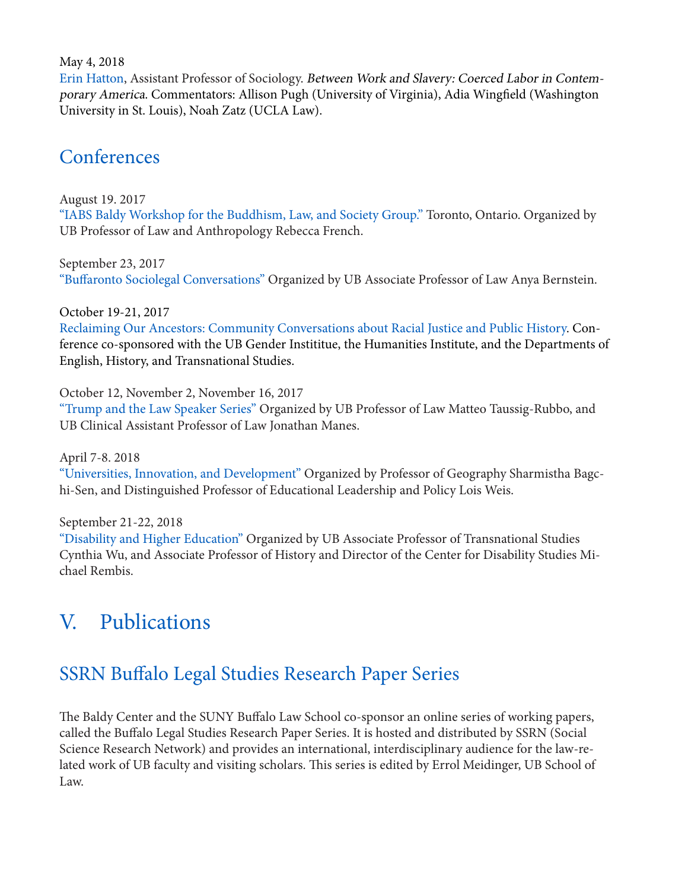May 4, 2018
Erin Hatton, Assistant Professor of Sociology. *Between Work and Slavery: Coerced Labor in Contemporary America*. Commentators: Allison Pugh (University of Virginia), Adia Wingfield (Washington University in St. Louis), Noah Zatz (UCLA Law).

## Conferences

August 19. 2017
"IABS Baldy Workshop for the Buddhism, Law, and Society Group." Toronto, Ontario. Organized by UB Professor of Law and Anthropology Rebecca French.

September 23, 2017
"Buffaronto Sociolegal Conversations" Organized by UB Associate Professor of Law Anya Bernstein.

October 19-21, 2017
Reclaiming Our Ancestors: Community Conversations about Racial Justice and Public History. Conference co-sponsored with the UB Gender Instititue, the Humanities Institute, and the Departments of English, History, and Transnational Studies.

October 12, November 2, November 16, 2017
"Trump and the Law Speaker Series" Organized by UB Professor of Law Matteo Taussig-Rubbo, and UB Clinical Assistant Professor of Law Jonathan Manes.

April 7-8. 2018
"Universities, Innovation, and Development" Organized by Professor of Geography Sharmistha Bagchi-Sen, and Distinguished Professor of Educational Leadership and Policy Lois Weis.

September 21-22, 2018
"Disability and Higher Education" Organized by UB Associate Professor of Transnational Studies Cynthia Wu, and Associate Professor of History and Director of the Center for Disability Studies Michael Rembis.

# V. Publications

## SSRN Buffalo Legal Studies Research Paper Series

The Baldy Center and the SUNY Buffalo Law School co-sponsor an online series of working papers, called the Buffalo Legal Studies Research Paper Series. It is hosted and distributed by SSRN (Social Science Research Network) and provides an international, interdisciplinary audience for the law-related work of UB faculty and visiting scholars. This series is edited by Errol Meidinger, UB School of Law.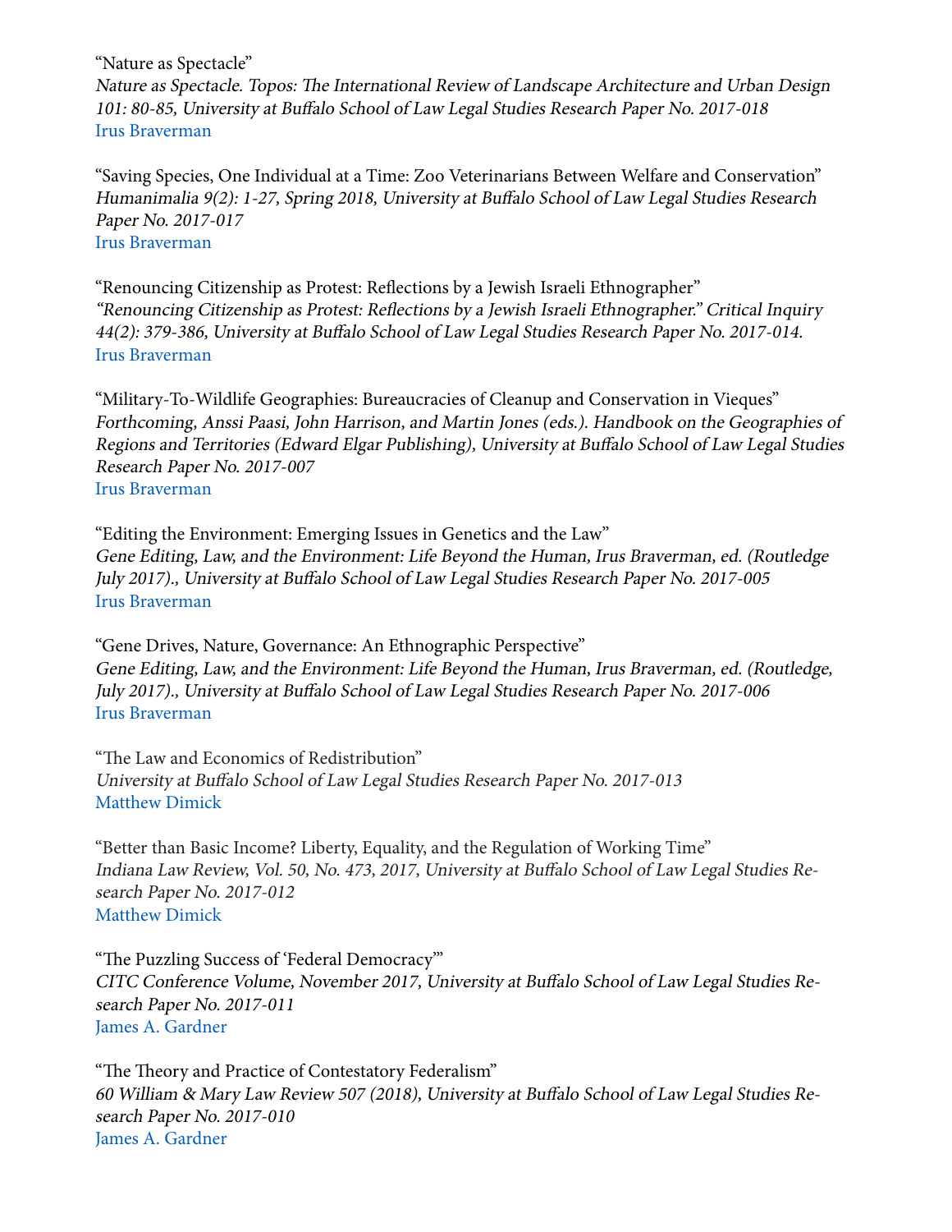"Nature as Spectacle"
*Nature as Spectacle. Topos: The International Review of Landscape Architecture and Urban Design 101: 80-85, University at Buffalo School of Law Legal Studies Research Paper No. 2017-018*
Irus Braverman

"Saving Species, One Individual at a Time: Zoo Veterinarians Between Welfare and Conservation"
*Humanimalia 9(2): 1-27, Spring 2018, University at Buffalo School of Law Legal Studies Research Paper No. 2017-017*
Irus Braverman

"Renouncing Citizenship as Protest: Reflections by a Jewish Israeli Ethnographer"
*"Renouncing Citizenship as Protest: Reflections by a Jewish Israeli Ethnographer." Critical Inquiry 44(2): 379-386, University at Buffalo School of Law Legal Studies Research Paper No. 2017-014.*
Irus Braverman

"Military-To-Wildlife Geographies: Bureaucracies of Cleanup and Conservation in Vieques"
*Forthcoming, Anssi Paasi, John Harrison, and Martin Jones (eds.). Handbook on the Geographies of Regions and Territories (Edward Elgar Publishing), University at Buffalo School of Law Legal Studies Research Paper No. 2017-007*
Irus Braverman

"Editing the Environment: Emerging Issues in Genetics and the Law"
*Gene Editing, Law, and the Environment: Life Beyond the Human, Irus Braverman, ed. (Routledge July 2017)., University at Buffalo School of Law Legal Studies Research Paper No. 2017-005*
Irus Braverman

"Gene Drives, Nature, Governance: An Ethnographic Perspective"
*Gene Editing, Law, and the Environment: Life Beyond the Human, Irus Braverman, ed. (Routledge, July 2017)., University at Buffalo School of Law Legal Studies Research Paper No. 2017-006*
Irus Braverman

"The Law and Economics of Redistribution"
*University at Buffalo School of Law Legal Studies Research Paper No. 2017-013*
Matthew Dimick

"Better than Basic Income? Liberty, Equality, and the Regulation of Working Time"
*Indiana Law Review, Vol. 50, No. 473, 2017, University at Buffalo School of Law Legal Studies Research Paper No. 2017-012*
Matthew Dimick

"The Puzzling Success of 'Federal Democracy'"
*CITC Conference Volume, November 2017, University at Buffalo School of Law Legal Studies Research Paper No. 2017-011*
James A. Gardner

"The Theory and Practice of Contestatory Federalism"
*60 William & Mary Law Review 507 (2018), University at Buffalo School of Law Legal Studies Research Paper No. 2017-010*
James A. Gardner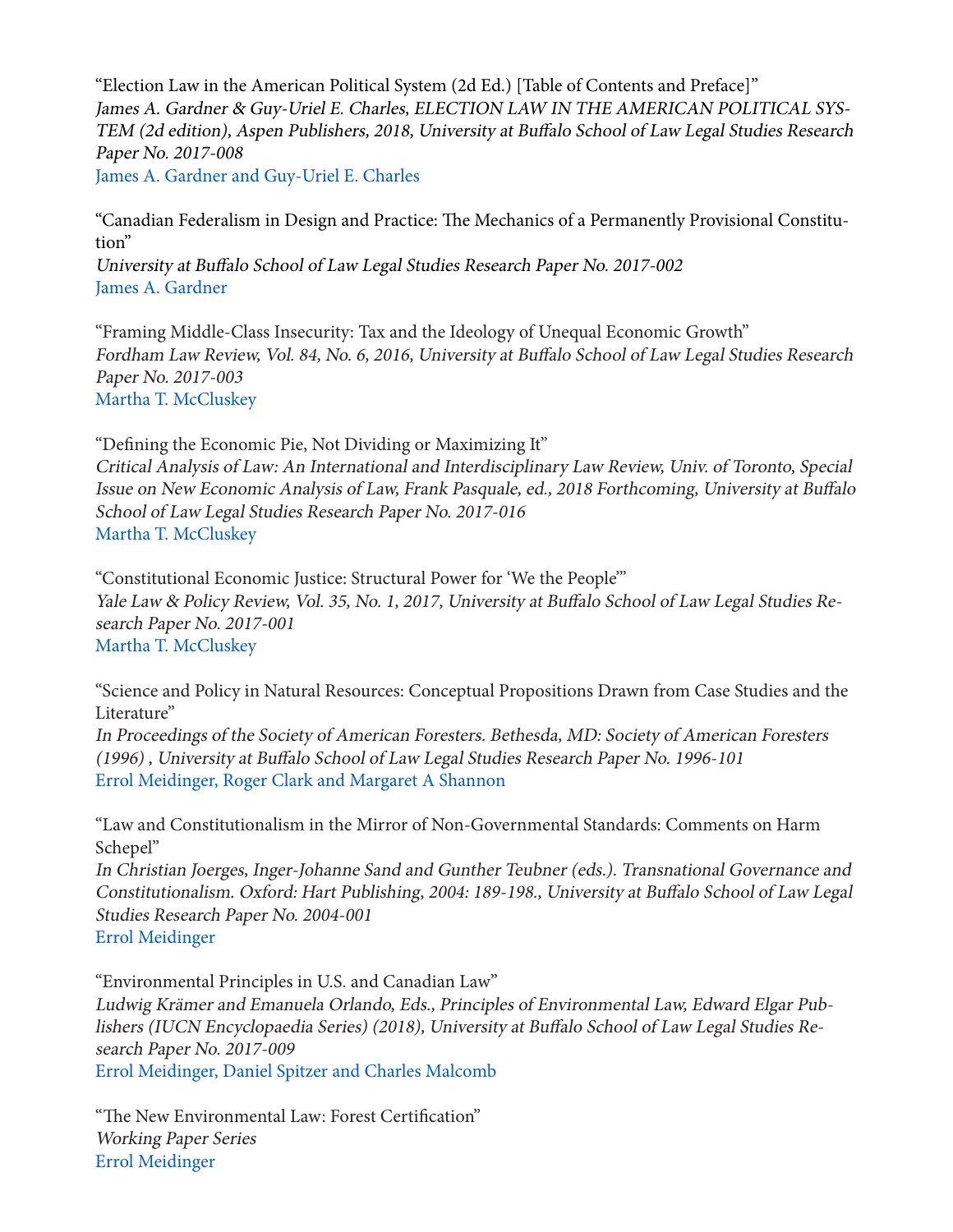"Election Law in the American Political System (2d Ed.) [Table of Contents and Preface]"
*James A. Gardner & Guy-Uriel E. Charles, ELECTION LAW IN THE AMERICAN POLITICAL SYSTEM (2d edition), Aspen Publishers, 2018, University at Buffalo School of Law Legal Studies Research Paper No. 2017-008*
James A. Gardner and Guy-Uriel E. Charles

"Canadian Federalism in Design and Practice: The Mechanics of a Permanently Provisional Constitution"
*University at Buffalo School of Law Legal Studies Research Paper No. 2017-002*
James A. Gardner

"Framing Middle-Class Insecurity: Tax and the Ideology of Unequal Economic Growth"
*Fordham Law Review, Vol. 84, No. 6, 2016, University at Buffalo School of Law Legal Studies Research Paper No. 2017-003*
Martha T. McCluskey

"Defining the Economic Pie, Not Dividing or Maximizing It"
*Critical Analysis of Law: An International and Interdisciplinary Law Review, Univ. of Toronto, Special Issue on New Economic Analysis of Law, Frank Pasquale, ed., 2018 Forthcoming, University at Buffalo School of Law Legal Studies Research Paper No. 2017-016*
Martha T. McCluskey

"Constitutional Economic Justice: Structural Power for 'We the People'"
*Yale Law & Policy Review, Vol. 35, No. 1, 2017, University at Buffalo School of Law Legal Studies Research Paper No. 2017-001*
Martha T. McCluskey

"Science and Policy in Natural Resources: Conceptual Propositions Drawn from Case Studies and the Literature"
*In Proceedings of the Society of American Foresters. Bethesda, MD: Society of American Foresters (1996) , University at Buffalo School of Law Legal Studies Research Paper No. 1996-101*
Errol Meidinger, Roger Clark and Margaret A Shannon

"Law and Constitutionalism in the Mirror of Non-Governmental Standards: Comments on Harm Schepel"
*In Christian Joerges, Inger-Johanne Sand and Gunther Teubner (eds.). Transnational Governance and Constitutionalism. Oxford: Hart Publishing, 2004: 189-198., University at Buffalo School of Law Legal Studies Research Paper No. 2004-001*
Errol Meidinger

"Environmental Principles in U.S. and Canadian Law"
*Ludwig Krämer and Emanuela Orlando, Eds., Principles of Environmental Law, Edward Elgar Publishers (IUCN Encyclopaedia Series) (2018), University at Buffalo School of Law Legal Studies Research Paper No. 2017-009*
Errol Meidinger, Daniel Spitzer and Charles Malcomb

"The New Environmental Law: Forest Certification"
*Working Paper Series*
Errol Meidinger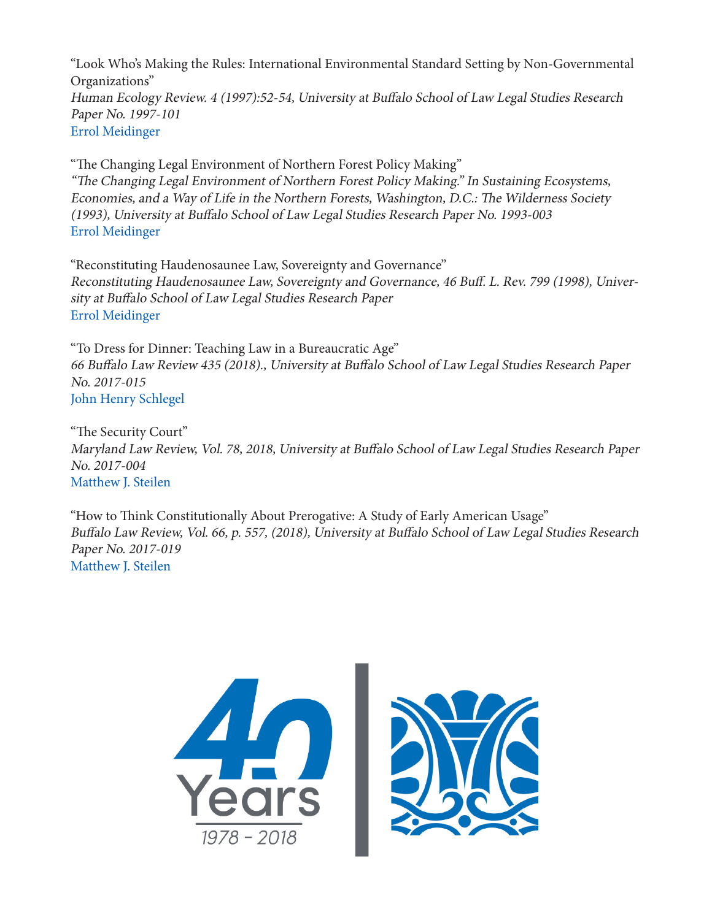"Look Who's Making the Rules: International Environmental Standard Setting by Non-Governmental Organizations"
*Human Ecology Review. 4 (1997):52-54, University at Buffalo School of Law Legal Studies Research Paper No. 1997-101*
Errol Meidinger

"The Changing Legal Environment of Northern Forest Policy Making"
*"The Changing Legal Environment of Northern Forest Policy Making." In Sustaining Ecosystems, Economies, and a Way of Life in the Northern Forests, Washington, D.C.: The Wilderness Society (1993), University at Buffalo School of Law Legal Studies Research Paper No. 1993-003*
Errol Meidinger

"Reconstituting Haudenosaunee Law, Sovereignty and Governance"
*Reconstituting Haudenosaunee Law, Sovereignty and Governance, 46 Buff. L. Rev. 799 (1998), University at Buffalo School of Law Legal Studies Research Paper*
Errol Meidinger

"To Dress for Dinner: Teaching Law in a Bureaucratic Age"
*66 Buffalo Law Review 435 (2018)., University at Buffalo School of Law Legal Studies Research Paper No. 2017-015*
John Henry Schlegel

"The Security Court"
*Maryland Law Review, Vol. 78, 2018, University at Buffalo School of Law Legal Studies Research Paper No. 2017-004*
Matthew J. Steilen

"How to Think Constitutionally About Prerogative: A Study of Early American Usage"
*Buffalo Law Review, Vol. 66, p. 557, (2018), University at Buffalo School of Law Legal Studies Research Paper No. 2017-019*
Matthew J. Steilen

40 Years
1978 - 2018